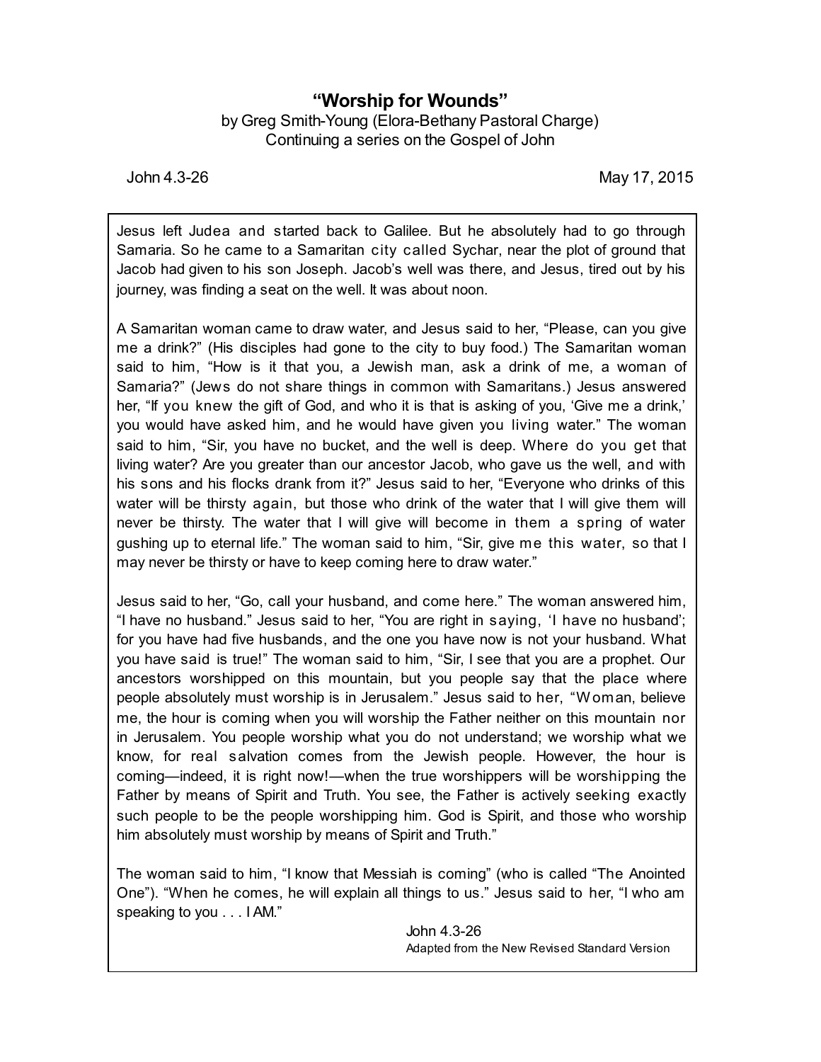# "Worship for Wounds"

by Greg Smith-Young (Elora-Bethany Pastoral Charge)
Continuing a series on the Gospel of John

John 4.3-26 May 17, 2015

Jesus left Judea and started back to Galilee. But he absolutely had to go through Samaria. So he came to a Samaritan city called Sychar, near the plot of ground that Jacob had given to his son Joseph. Jacob's well was there, and Jesus, tired out by his journey, was finding a seat on the well. It was about noon.

A Samaritan woman came to draw water, and Jesus said to her, "Please, can you give me a drink?" (His disciples had gone to the city to buy food.) The Samaritan woman said to him, "How is it that you, a Jewish man, ask a drink of me, a woman of Samaria?" (Jews do not share things in common with Samaritans.) Jesus answered her, "If you knew the gift of God, and who it is that is asking of you, 'Give me a drink,' you would have asked him, and he would have given you living water." The woman said to him, "Sir, you have no bucket, and the well is deep. Where do you get that living water? Are you greater than our ancestor Jacob, who gave us the well, and with his sons and his flocks drank from it?" Jesus said to her, "Everyone who drinks of this water will be thirsty again, but those who drink of the water that I will give them will never be thirsty. The water that I will give will become in them a spring of water gushing up to eternal life." The woman said to him, "Sir, give me this water, so that I may never be thirsty or have to keep coming here to draw water."

Jesus said to her, "Go, call your husband, and come here." The woman answered him, "I have no husband." Jesus said to her, "You are right in saying, 'I have no husband'; for you have had five husbands, and the one you have now is not your husband. What you have said is true!" The woman said to him, "Sir, I see that you are a prophet. Our ancestors worshipped on this mountain, but you people say that the place where people absolutely must worship is in Jerusalem." Jesus said to her, "Woman, believe me, the hour is coming when you will worship the Father neither on this mountain nor in Jerusalem. You people worship what you do not understand; we worship what we know, for real salvation comes from the Jewish people. However, the hour is coming—indeed, it is right now!—when the true worshippers will be worshipping the Father by means of Spirit and Truth. You see, the Father is actively seeking exactly such people to be the people worshipping him. God is Spirit, and those who worship him absolutely must worship by means of Spirit and Truth."

The woman said to him, "I know that Messiah is coming" (who is called "The Anointed One"). "When he comes, he will explain all things to us." Jesus said to her, "I who am speaking to you . . . I AM."

John 4.3-26
Adapted from the New Revised Standard Version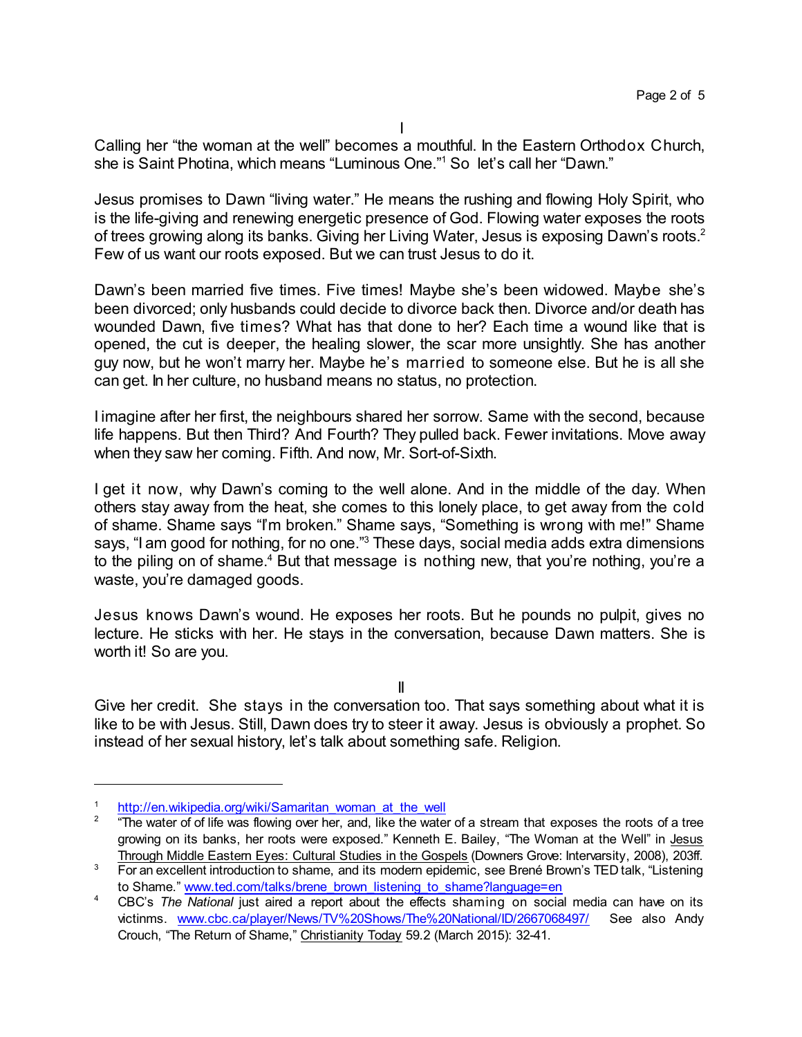I

Calling her "the woman at the well" becomes a mouthful. In the Eastern Orthodox Church, she is Saint Photina, which means "Luminous One."[1] So let's call her "Dawn."

Jesus promises to Dawn "living water." He means the rushing and flowing Holy Spirit, who is the life-giving and renewing energetic presence of God. Flowing water exposes the roots of trees growing along its banks. Giving her Living Water, Jesus is exposing Dawn's roots.[2] Few of us want our roots exposed. But we can trust Jesus to do it.

Dawn's been married five times. Five times! Maybe she's been widowed. Maybe she's been divorced; only husbands could decide to divorce back then. Divorce and/or death has wounded Dawn, five times? What has that done to her? Each time a wound like that is opened, the cut is deeper, the healing slower, the scar more unsightly. She has another guy now, but he won't marry her. Maybe he's married to someone else. But he is all she can get. In her culture, no husband means no status, no protection.

I imagine after her first, the neighbours shared her sorrow. Same with the second, because life happens. But then Third? And Fourth? They pulled back. Fewer invitations. Move away when they saw her coming. Fifth. And now, Mr. Sort-of-Sixth.

I get it now, why Dawn's coming to the well alone. And in the middle of the day. When others stay away from the heat, she comes to this lonely place, to get away from the cold of shame. Shame says "I'm broken." Shame says, "Something is wrong with me!" Shame says, "I am good for nothing, for no one."[3] These days, social media adds extra dimensions to the piling on of shame.[4] But that message is nothing new, that you're nothing, you're a waste, you're damaged goods.

Jesus knows Dawn's wound. He exposes her roots. But he pounds no pulpit, gives no lecture. He sticks with her. He stays in the conversation, because Dawn matters. She is worth it! So are you.

II

Give her credit. She stays in the conversation too. That says something about what it is like to be with Jesus. Still, Dawn does try to steer it away. Jesus is obviously a prophet. So instead of her sexual history, let's talk about something safe. Religion.

---

[1] http://en.wikipedia.org/wiki/Samaritan_woman_at_the_well

[2] "The water of of life was flowing over her, and, like the water of a stream that exposes the roots of a tree growing on its banks, her roots were exposed." Kenneth E. Bailey, "The Woman at the Well" in Jesus Through Middle Eastern Eyes: Cultural Studies in the Gospels (Downers Grove: Intervarsity, 2008), 203ff.

[3] For an excellent introduction to shame, and its modern epidemic, see Brené Brown's TED talk, "Listening to Shame." www.ted.com/talks/brene_brown_listening_to_shame?language=en

[4] CBC's *The National* just aired a report about the effects shaming on social media can have on its victinms. www.cbc.ca/player/News/TV%20Shows/The%20National/ID/2667068497/ See also Andy Crouch, "The Return of Shame," Christianity Today 59.2 (March 2015): 32-41.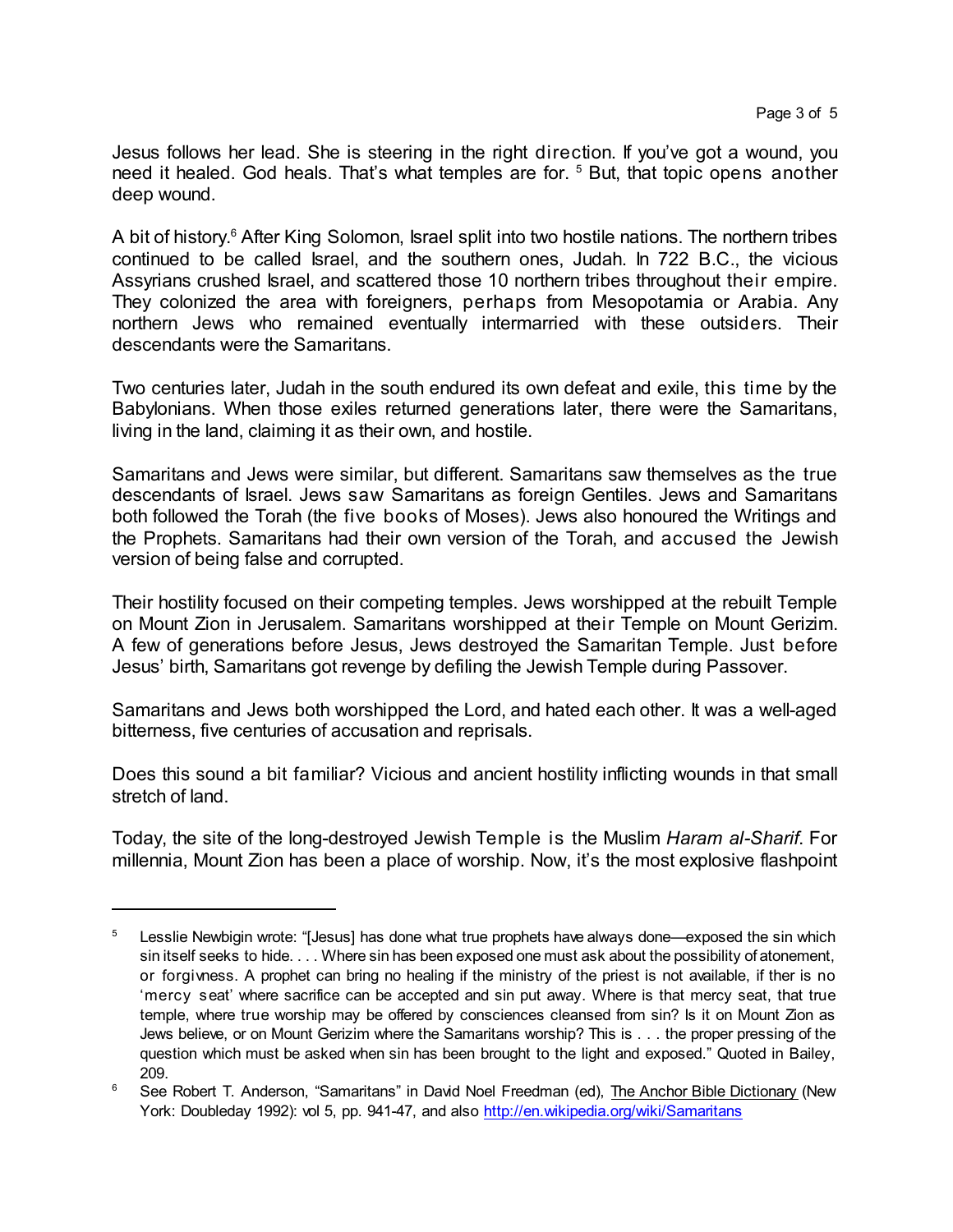Jesus follows her lead. She is steering in the right direction. If you've got a wound, you need it healed. God heals. That's what temples are for. [5] But, that topic opens another deep wound.

A bit of history.[6] After King Solomon, Israel split into two hostile nations. The northern tribes continued to be called Israel, and the southern ones, Judah. In 722 B.C., the vicious Assyrians crushed Israel, and scattered those 10 northern tribes throughout their empire. They colonized the area with foreigners, perhaps from Mesopotamia or Arabia. Any northern Jews who remained eventually intermarried with these outsiders. Their descendants were the Samaritans.

Two centuries later, Judah in the south endured its own defeat and exile, this time by the Babylonians. When those exiles returned generations later, there were the Samaritans, living in the land, claiming it as their own, and hostile.

Samaritans and Jews were similar, but different. Samaritans saw themselves as the true descendants of Israel. Jews saw Samaritans as foreign Gentiles. Jews and Samaritans both followed the Torah (the five books of Moses). Jews also honoured the Writings and the Prophets. Samaritans had their own version of the Torah, and accused the Jewish version of being false and corrupted.

Their hostility focused on their competing temples. Jews worshipped at the rebuilt Temple on Mount Zion in Jerusalem. Samaritans worshipped at their Temple on Mount Gerizim. A few of generations before Jesus, Jews destroyed the Samaritan Temple. Just before Jesus' birth, Samaritans got revenge by defiling the Jewish Temple during Passover.

Samaritans and Jews both worshipped the Lord, and hated each other. It was a well-aged bitterness, five centuries of accusation and reprisals.

Does this sound a bit familiar? Vicious and ancient hostility inflicting wounds in that small stretch of land.

Today, the site of the long-destroyed Jewish Temple is the Muslim *Haram al-Sharif*. For millennia, Mount Zion has been a place of worship. Now, it's the most explosive flashpoint

---

[5] Lesslie Newbigin wrote: "[Jesus] has done what true prophets have always done—exposed the sin which sin itself seeks to hide. . . . Where sin has been exposed one must ask about the possibility of atonement, or forgivness. A prophet can bring no healing if the ministry of the priest is not available, if ther is no 'mercy seat' where sacrifice can be accepted and sin put away. Where is that mercy seat, that true temple, where true worship may be offered by consciences cleansed from sin? Is it on Mount Zion as Jews believe, or on Mount Gerizim where the Samaritans worship? This is . . . the proper pressing of the question which must be asked when sin has been brought to the light and exposed." Quoted in Bailey, 209.

[6] See Robert T. Anderson, "Samaritans" in David Noel Freedman (ed), The Anchor Bible Dictionary (New York: Doubleday 1992): vol 5, pp. 941-47, and also http://en.wikipedia.org/wiki/Samaritans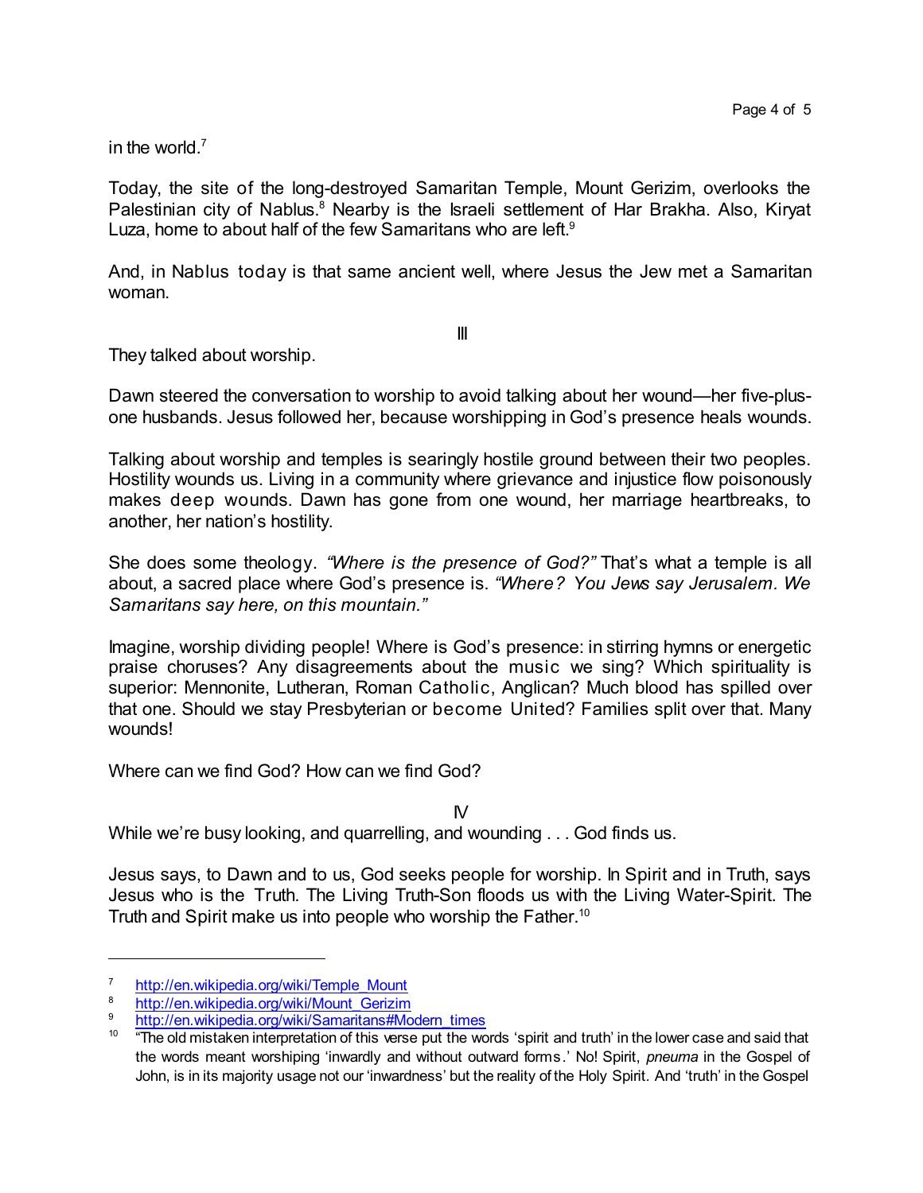in the world.[7]

Today, the site of the long-destroyed Samaritan Temple, Mount Gerizim, overlooks the Palestinian city of Nablus.[8] Nearby is the Israeli settlement of Har Brakha. Also, Kiryat Luza, home to about half of the few Samaritans who are left.[9]

And, in Nablus today is that same ancient well, where Jesus the Jew met a Samaritan woman.

III

They talked about worship.

Dawn steered the conversation to worship to avoid talking about her wound—her five-plus-one husbands. Jesus followed her, because worshipping in God's presence heals wounds.

Talking about worship and temples is searingly hostile ground between their two peoples. Hostility wounds us. Living in a community where grievance and injustice flow poisonously makes deep wounds. Dawn has gone from one wound, her marriage heartbreaks, to another, her nation's hostility.

She does some theology. *"Where is the presence of God?"* That's what a temple is all about, a sacred place where God's presence is. *"Where? You Jews say Jerusalem. We Samaritans say here, on this mountain."*

Imagine, worship dividing people! Where is God's presence: in stirring hymns or energetic praise choruses? Any disagreements about the music we sing? Which spirituality is superior: Mennonite, Lutheran, Roman Catholic, Anglican? Much blood has spilled over that one. Should we stay Presbyterian or become United? Families split over that. Many wounds!

Where can we find God? How can we find God?

IV

While we're busy looking, and quarrelling, and wounding . . . God finds us.

Jesus says, to Dawn and to us, God seeks people for worship. In Spirit and in Truth, says Jesus who is the Truth. The Living Truth-Son floods us with the Living Water-Spirit. The Truth and Spirit make us into people who worship the Father.[10]

---

[7] http://en.wikipedia.org/wiki/Temple_Mount

[8] http://en.wikipedia.org/wiki/Mount_Gerizim

[9] http://en.wikipedia.org/wiki/Samaritans#Modern_times

[10] "The old mistaken interpretation of this verse put the words 'spirit and truth' in the lower case and said that the words meant worshiping 'inwardly and without outward forms.' No! Spirit, *pneuma* in the Gospel of John, is in its majority usage not our 'inwardness' but the reality of the Holy Spirit. And 'truth' in the Gospel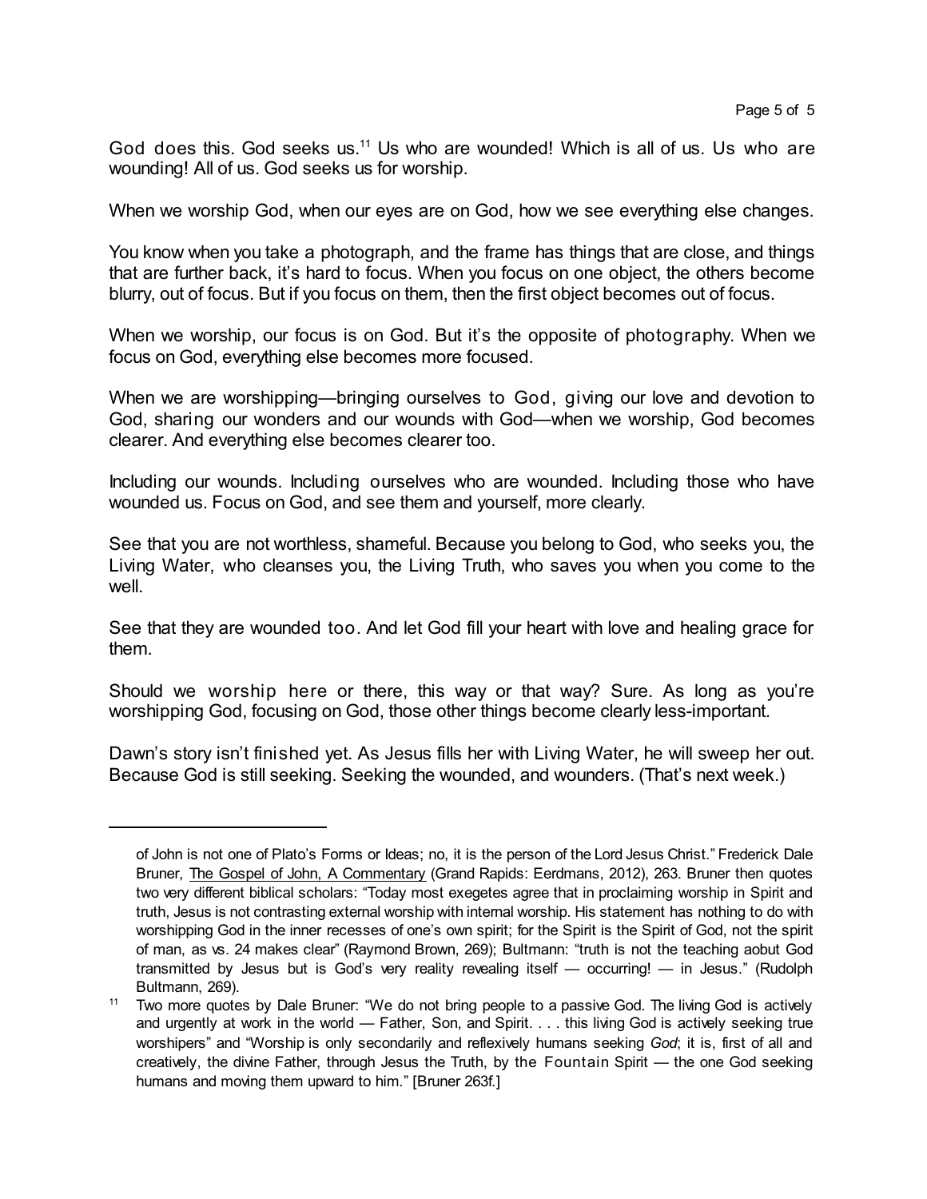God does this. God seeks us.[11] Us who are wounded! Which is all of us. Us who are wounding! All of us. God seeks us for worship.

When we worship God, when our eyes are on God, how we see everything else changes.

You know when you take a photograph, and the frame has things that are close, and things that are further back, it's hard to focus. When you focus on one object, the others become blurry, out of focus. But if you focus on them, then the first object becomes out of focus.

When we worship, our focus is on God. But it's the opposite of photography. When we focus on God, everything else becomes more focused.

When we are worshipping—bringing ourselves to God, giving our love and devotion to God, sharing our wonders and our wounds with God—when we worship, God becomes clearer. And everything else becomes clearer too.

Including our wounds. Including ourselves who are wounded. Including those who have wounded us. Focus on God, and see them and yourself, more clearly.

See that you are not worthless, shameful. Because you belong to God, who seeks you, the Living Water, who cleanses you, the Living Truth, who saves you when you come to the well.

See that they are wounded too. And let God fill your heart with love and healing grace for them.

Should we worship here or there, this way or that way? Sure. As long as you're worshipping God, focusing on God, those other things become clearly less-important.

Dawn's story isn't finished yet. As Jesus fills her with Living Water, he will sweep her out. Because God is still seeking. Seeking the wounded, and wounders. (That's next week.)

---

of John is not one of Plato's Forms or Ideas; no, it is the person of the Lord Jesus Christ." Frederick Dale Bruner, The Gospel of John, A Commentary (Grand Rapids: Eerdmans, 2012), 263. Bruner then quotes two very different biblical scholars: "Today most exegetes agree that in proclaiming worship in Spirit and truth, Jesus is not contrasting external worship with internal worship. His statement has nothing to do with worshipping God in the inner recesses of one's own spirit; for the Spirit is the Spirit of God, not the spirit of man, as vs. 24 makes clear" (Raymond Brown, 269); Bultmann: "truth is not the teaching aobut God transmitted by Jesus but is God's very reality revealing itself — occurring! — in Jesus." (Rudolph Bultmann, 269).

[11] Two more quotes by Dale Bruner: "We do not bring people to a passive God. The living God is actively and urgently at work in the world — Father, Son, and Spirit. . . . this living God is actively seeking true worshipers" and "Worship is only secondarily and reflexively humans seeking *God*; it is, first of all and creatively, the divine Father, through Jesus the Truth, by the Fountain Spirit — the one God seeking humans and moving them upward to him." [Bruner 263f.]